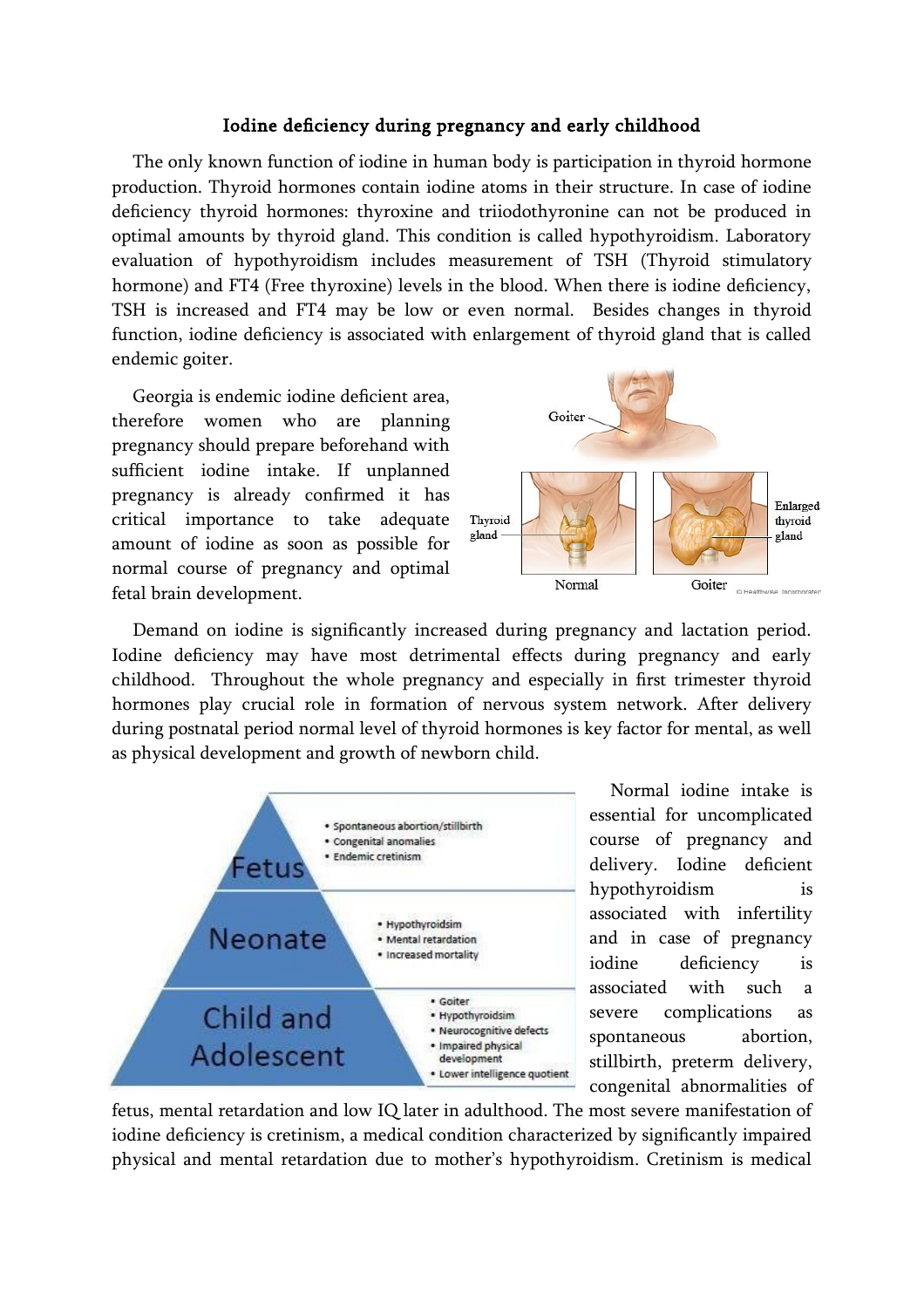**Iodine deficiency during pregnancy and early childhood**

The only known function of iodine in human body is participation in thyroid hormone production. Thyroid hormones contain iodine atoms in their structure. In case of iodine deficiency thyroid hormones: thyroxine and triiodothyronine can not be produced in optimal amounts by thyroid gland. This condition is called hypothyroidism. Laboratory evaluation of hypothyroidism includes measurement of TSH (Thyroid stimulatory hormone) and FT4 (Free thyroxine) levels in the blood. When there is iodine deficiency, TSH is increased and FT4 may be low or even normal. Besides changes in thyroid function, iodine deficiency is associated with enlargement of thyroid gland that is called endemic goiter.

Georgia is endemic iodine deficient area, therefore women who are planning pregnancy should prepare beforehand with sufficient iodine intake. If unplanned pregnancy is already confirmed it has critical importance to take adequate amount of iodine as soon as possible for normal course of pregnancy and optimal fetal brain development.

Demand on iodine is significantly increased during pregnancy and lactation period. Iodine deficiency may have most detrimental effects during pregnancy and early childhood. Throughout the whole pregnancy and especially in first trimester thyroid hormones play crucial role in formation of nervous system network. After delivery during postnatal period normal level of thyroid hormones is key factor for mental, as well as physical development and growth of newborn child.

Normal iodine intake is essential for uncomplicated course of pregnancy and delivery. Iodine deficient hypothyroidism is associated with infertility and in case of pregnancy iodine deficiency is associated with such a severe complications as spontaneous abortion, stillbirth, preterm delivery, congenital abnormalities of fetus, mental retardation and low IQ later in adulthood. The most severe manifestation of iodine deficiency is cretinism, a medical condition characterized by significantly impaired physical and mental retardation due to mother's hypothyroidism. Cretinism is medical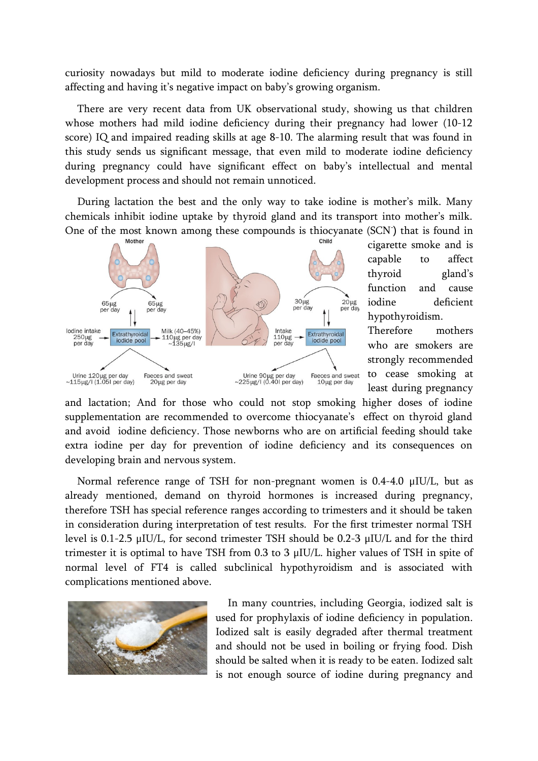curiosity nowadays but mild to moderate iodine deficiency during pregnancy is still affecting and having it's negative impact on baby's growing organism.

There are very recent data from UK observational study, showing us that children whose mothers had mild iodine deficiency during their pregnancy had lower (10-12 score) IQ and impaired reading skills at age 8-10. The alarming result that was found in this study sends us significant message, that even mild to moderate iodine deficiency during pregnancy could have significant effect on baby's intellectual and mental development process and should not remain unnoticed.

During lactation the best and the only way to take iodine is mother's milk. Many chemicals inhibit iodine uptake by thyroid gland and its transport into mother's milk. One of the most known among these compounds is thiocyanate ($SCN^-$) that is found in cigarette smoke and is capable to affect thyroid gland's function and cause iodine deficient hypothyroidism. Therefore mothers who are smokers are strongly recommended to cease smoking at least during pregnancy and lactation; And for those who could not stop smoking higher doses of iodine supplementation are recommended to overcome thiocyanate's effect on thyroid gland and avoid iodine deficiency. Those newborns who are on artificial feeding should take extra iodine per day for prevention of iodine deficiency and its consequences on developing brain and nervous system.

Normal reference range of TSH for non-pregnant women is 0.4-4.0 μIU/L, but as already mentioned, demand on thyroid hormones is increased during pregnancy, therefore TSH has special reference ranges according to trimesters and it should be taken in consideration during interpretation of test results. For the first trimester normal TSH level is 0.1-2.5 μIU/L, for second trimester TSH should be 0.2-3 μIU/L and for the third trimester it is optimal to have TSH from 0.3 to 3 μIU/L. higher values of TSH in spite of normal level of FT4 is called subclinical hypothyroidism and is associated with complications mentioned above.

In many countries, including Georgia, iodized salt is used for prophylaxis of iodine deficiency in population. Iodized salt is easily degraded after thermal treatment and should not be used in boiling or frying food. Dish should be salted when it is ready to be eaten. Iodized salt is not enough source of iodine during pregnancy and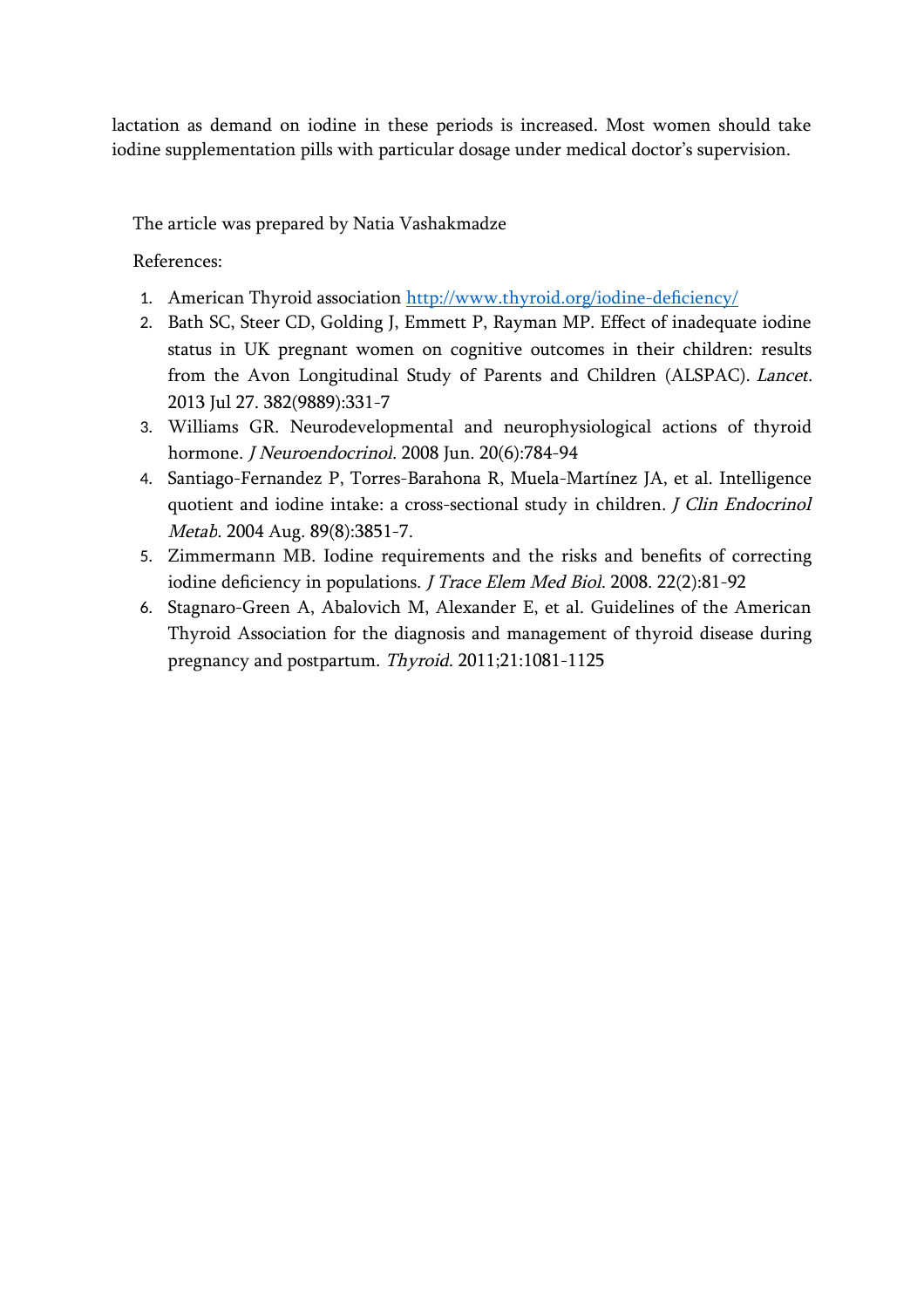lactation as demand on iodine in these periods is increased. Most women should take iodine supplementation pills with particular dosage under medical doctor's supervision.

The article was prepared by Natia Vashakmadze

References:

1. American Thyroid association http://www.thyroid.org/iodine-deficiency/
2. Bath SC, Steer CD, Golding J, Emmett P, Rayman MP. Effect of inadequate iodine status in UK pregnant women on cognitive outcomes in their children: results from the Avon Longitudinal Study of Parents and Children (ALSPAC). *Lancet*. 2013 Jul 27. 382(9889):331-7
3. Williams GR. Neurodevelopmental and neurophysiological actions of thyroid hormone. *J Neuroendocrinol*. 2008 Jun. 20(6):784-94
4. Santiago-Fernandez P, Torres-Barahona R, Muela-Martínez JA, et al. Intelligence quotient and iodine intake: a cross-sectional study in children. *J Clin Endocrinol Metab*. 2004 Aug. 89(8):3851-7.
5. Zimmermann MB. Iodine requirements and the risks and benefits of correcting iodine deficiency in populations. *J Trace Elem Med Biol*. 2008. 22(2):81-92
6. Stagnaro-Green A, Abalovich M, Alexander E, et al. Guidelines of the American Thyroid Association for the diagnosis and management of thyroid disease during pregnancy and postpartum. *Thyroid*. 2011;21:1081-1125